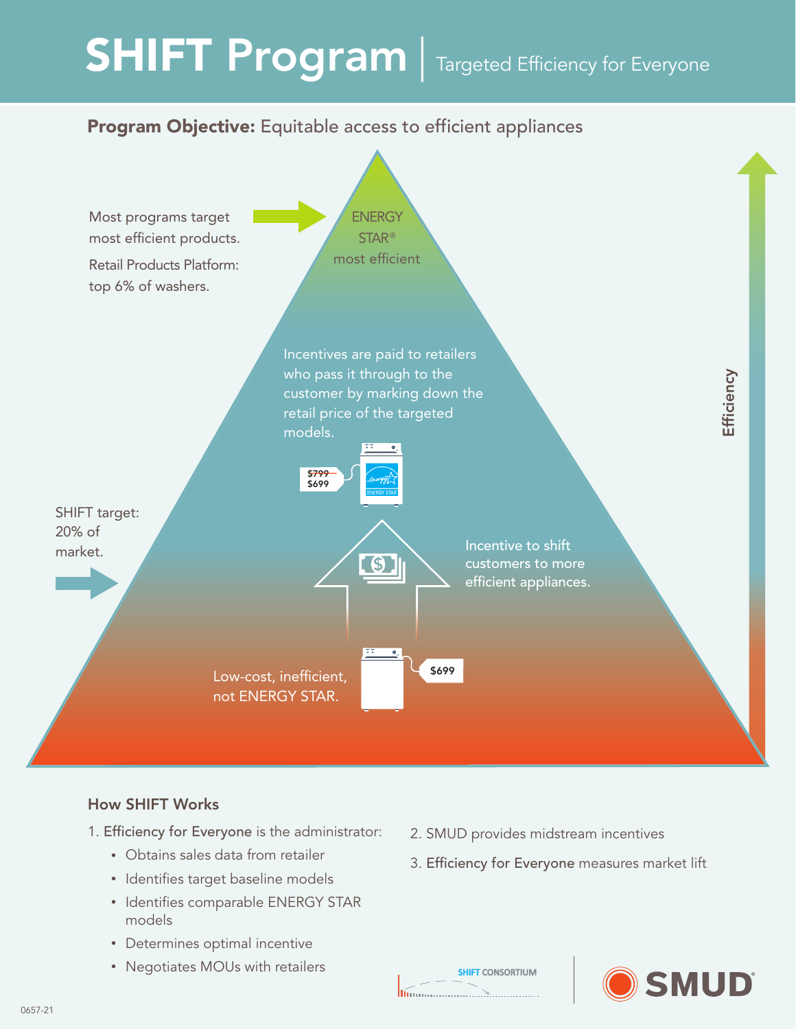# SHIFT Program | Targeted Efficiency for Everyone

**Program Objective:** Equitable access to efficient appliances

Most programs target most efficient products.

Retail Products Platform: top 6% of washers.

ENERGY STAR® most efficient

Incentives are paid to retailers who pass it through to the customer by marking down the retail price of the targeted models.

~~$799~~ $699

SHIFT target: 20% of market.

Incentive to shift customers to more efficient appliances.

Low-cost, inefficient, not ENERGY STAR.

$699

Efficiency

## How SHIFT Works

1. **Efficiency for Everyone** is the administrator:
   - Obtains sales data from retailer
   - Identifies target baseline models
   - Identifies comparable ENERGY STAR models
   - Determines optimal incentive
   - Negotiates MOUs with retailers
2. SMUD provides midstream incentives
3. **Efficiency for Everyone** measures market lift

SHIFT CONSORTIUM

SMUD®

0657-21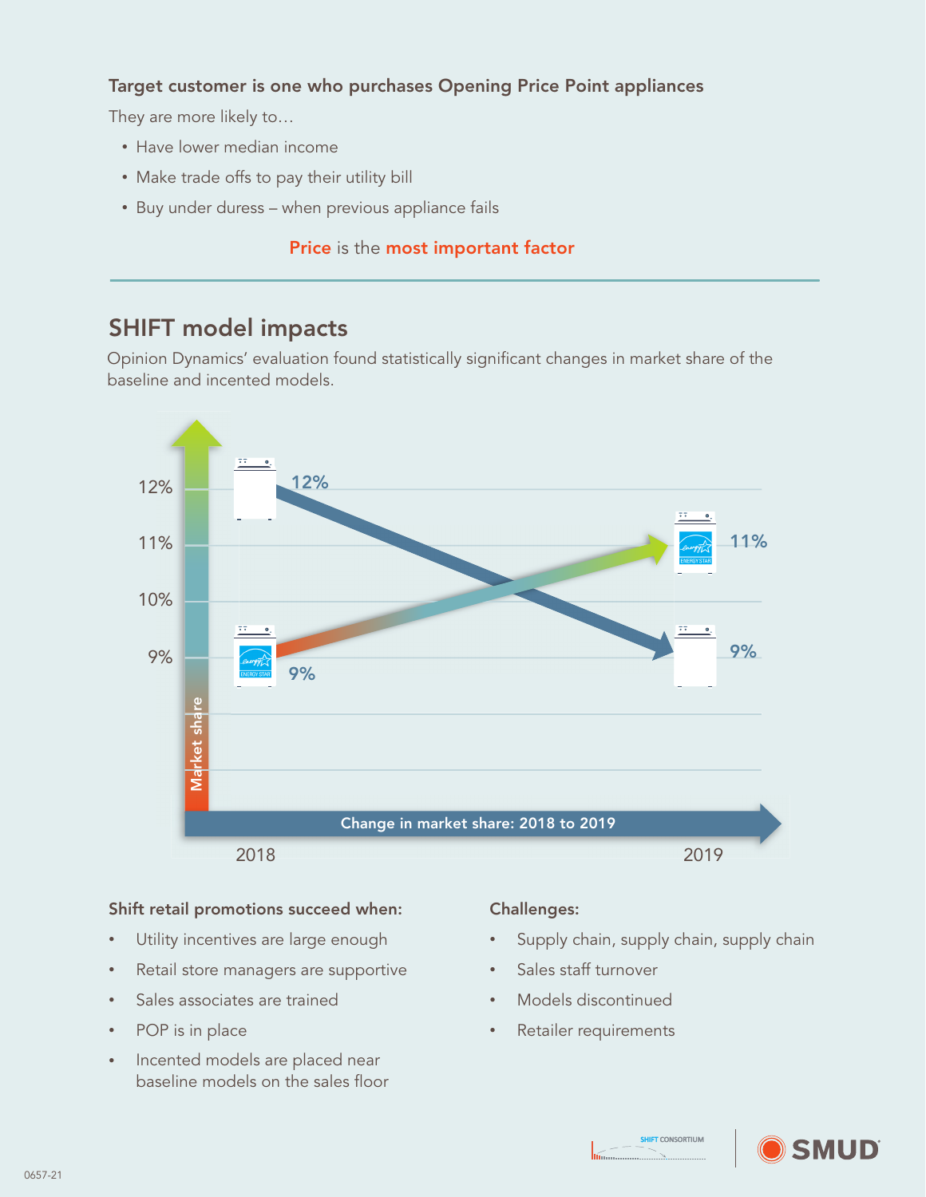### Target customer is one who purchases Opening Price Point appliances

They are more likely to…

- Have lower median income
- Make trade offs to pay their utility bill
- Buy under duress – when previous appliance fails

**Price is the most important factor**

## SHIFT model impacts

Opinion Dynamics' evaluation found statistically significant changes in market share of the baseline and incented models.

12%
11%
10%
9%
Market share
12%
9%
11%
9%
Change in market share: 2018 to 2019
2018
2019

**Shift retail promotions succeed when:**

- Utility incentives are large enough
- Retail store managers are supportive
- Sales associates are trained
- POP is in place
- Incented models are placed near baseline models on the sales floor

**Challenges:**

- Supply chain, supply chain, supply chain
- Sales staff turnover
- Models discontinued
- Retailer requirements

SHIFT CONSORTIUM

SMUD

0657-21